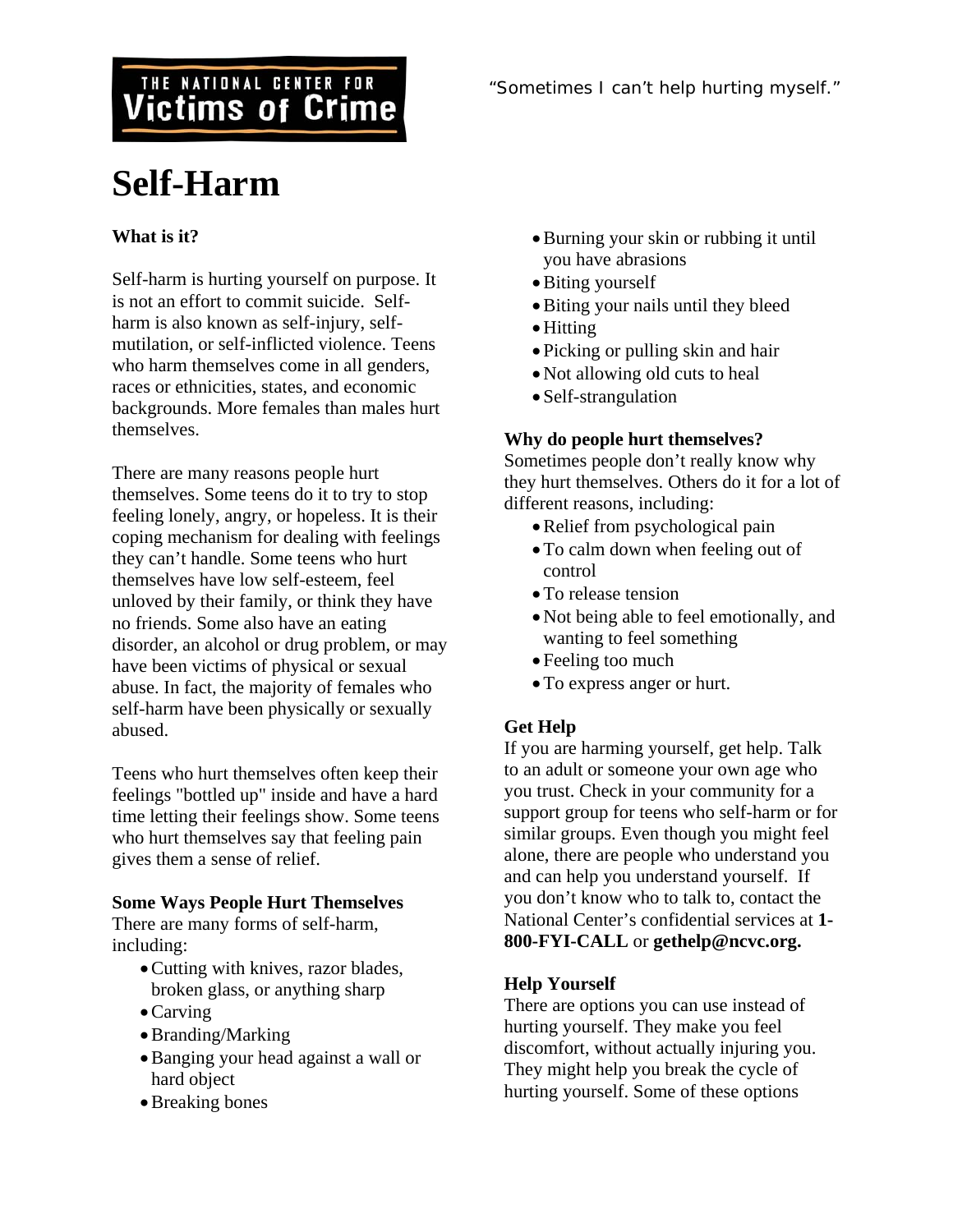THE NATIONAL CENTER FOR **Victims of Crime**

*"Sometimes I can't help hurting myself."*

# Self-Harm

**What is it?**

Self-harm is hurting yourself on purpose. It is not an effort to commit suicide. Self-harm is also known as self-injury, self-mutilation, or self-inflicted violence. Teens who harm themselves come in all genders, races or ethnicities, states, and economic backgrounds. More females than males hurt themselves.

There are many reasons people hurt themselves. Some teens do it to try to stop feeling lonely, angry, or hopeless. It is their coping mechanism for dealing with feelings they can't handle. Some teens who hurt themselves have low self-esteem, feel unloved by their family, or think they have no friends. Some also have an eating disorder, an alcohol or drug problem, or may have been victims of physical or sexual abuse. In fact, the majority of females who self-harm have been physically or sexually abused.

Teens who hurt themselves often keep their feelings "bottled up" inside and have a hard time letting their feelings show. Some teens who hurt themselves say that feeling pain gives them a sense of relief.

**Some Ways People Hurt Themselves**
There are many forms of self-harm, including:

- Cutting with knives, razor blades, broken glass, or anything sharp
- Carving
- Branding/Marking
- Banging your head against a wall or hard object
- Breaking bones
- Burning your skin or rubbing it until you have abrasions
- Biting yourself
- Biting your nails until they bleed
- Hitting
- Picking or pulling skin and hair
- Not allowing old cuts to heal
- Self-strangulation

**Why do people hurt themselves?**
Sometimes people don't really know why they hurt themselves. Others do it for a lot of different reasons, including:

- Relief from psychological pain
- To calm down when feeling out of control
- To release tension
- Not being able to feel emotionally, and wanting to feel something
- Feeling too much
- To express anger or hurt.

**Get Help**
If you are harming yourself, get help. Talk to an adult or someone your own age who you trust. Check in your community for a support group for teens who self-harm or for similar groups. Even though you might feel alone, there are people who understand you and can help you understand yourself. If you don't know who to talk to, contact the National Center's confidential services at **1-800-FYI-CALL** or **gethelp@ncvc.org.**

**Help Yourself**
There are options you can use instead of hurting yourself. They make you feel discomfort, without actually injuring you. They might help you break the cycle of hurting yourself. Some of these options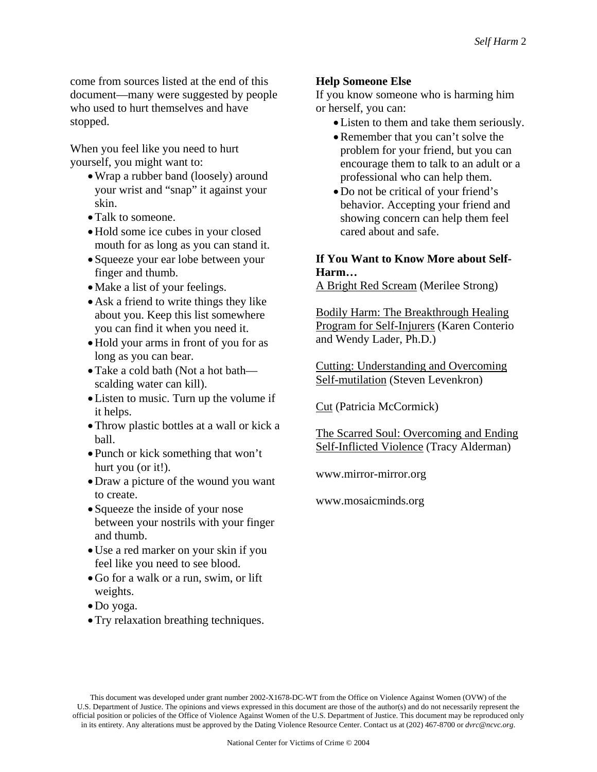come from sources listed at the end of this document—many were suggested by people who used to hurt themselves and have stopped.

When you feel like you need to hurt yourself, you might want to:

- Wrap a rubber band (loosely) around your wrist and "snap" it against your skin.
- Talk to someone.
- Hold some ice cubes in your closed mouth for as long as you can stand it.
- Squeeze your ear lobe between your finger and thumb.
- Make a list of your feelings.
- Ask a friend to write things they like about you. Keep this list somewhere you can find it when you need it.
- Hold your arms in front of you for as long as you can bear.
- Take a cold bath (Not a hot bath—scalding water can kill).
- Listen to music. Turn up the volume if it helps.
- Throw plastic bottles at a wall or kick a ball.
- Punch or kick something that won't hurt you (or it!).
- Draw a picture of the wound you want to create.
- Squeeze the inside of your nose between your nostrils with your finger and thumb.
- Use a red marker on your skin if you feel like you need to see blood.
- Go for a walk or a run, swim, or lift weights.
- Do yoga.
- Try relaxation breathing techniques.

**Help Someone Else**

If you know someone who is harming him or herself, you can:

- Listen to them and take them seriously.
- Remember that you can't solve the problem for your friend, but you can encourage them to talk to an adult or a professional who can help them.
- Do not be critical of your friend's behavior. Accepting your friend and showing concern can help them feel cared about and safe.

**If You Want to Know More about Self-Harm…**

A Bright Red Scream (Merilee Strong)

Bodily Harm: The Breakthrough Healing Program for Self-Injurers (Karen Conterio and Wendy Lader, Ph.D.)

Cutting: Understanding and Overcoming Self-mutilation (Steven Levenkron)

Cut (Patricia McCormick)

The Scarred Soul: Overcoming and Ending Self-Inflicted Violence (Tracy Alderman)

www.mirror-mirror.org

www.mosaicminds.org

This document was developed under grant number 2002-X1678-DC-WT from the Office on Violence Against Women (OVW) of the U.S. Department of Justice. The opinions and views expressed in this document are those of the author(s) and do not necessarily represent the official position or policies of the Office of Violence Against Women of the U.S. Department of Justice. This document may be reproduced only in its entirety. Any alterations must be approved by the Dating Violence Resource Center. Contact us at (202) 467-8700 or *dvrc@ncvc.org*.

National Center for Victims of Crime © 2004